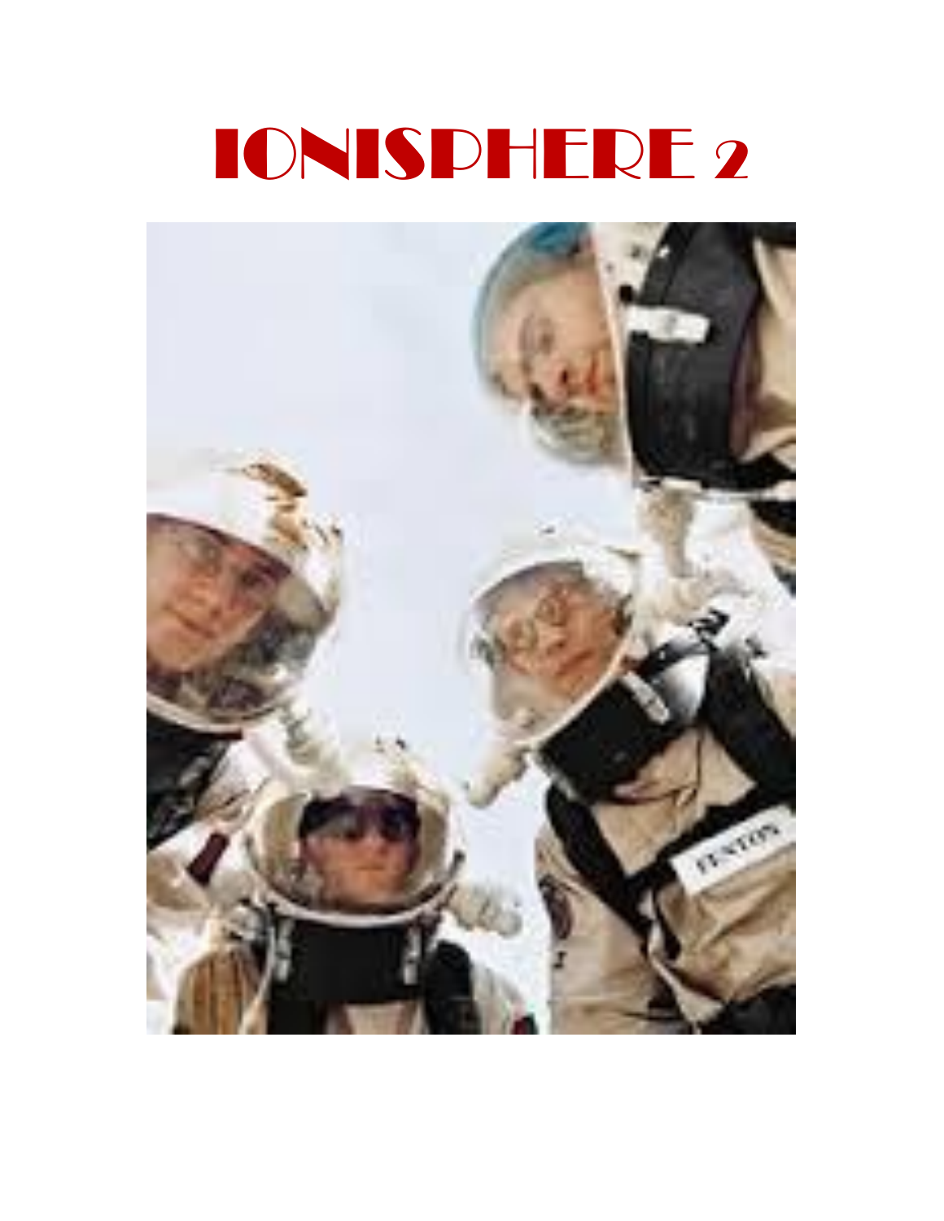# IONISPHERE 2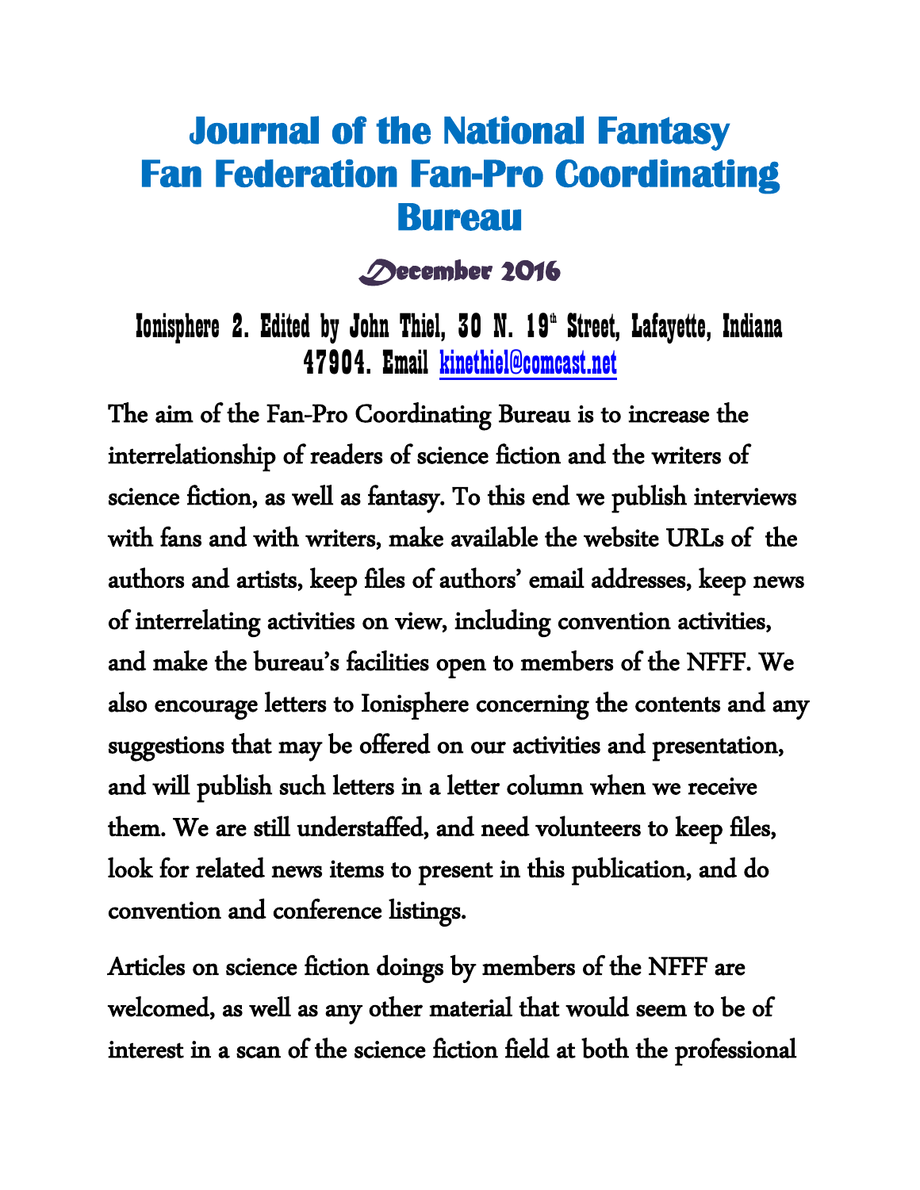# Journal of the National Fantasy Fan Federation Fan-Pro Coordinating Bureau

## December 2016

### Ionisphere 2. Edited by John Thiel, 30 N. 19th Street, Lafayette, Indiana 47904. Email kinethiel@comcast.net

The aim of the Fan-Pro Coordinating Bureau is to increase the interrelationship of readers of science fiction and the writers of science fiction, as well as fantasy. To this end we publish interviews with fans and with writers, make available the website URLs of the authors and artists, keep files of authors' email addresses, keep news of interrelating activities on view, including convention activities, and make the bureau's facilities open to members of the NFFF. We also encourage letters to Ionisphere concerning the contents and any suggestions that may be offered on our activities and presentation, and will publish such letters in a letter column when we receive them. We are still understaffed, and need volunteers to keep files, look for related news items to present in this publication, and do convention and conference listings.

Articles on science fiction doings by members of the NFFF are welcomed, as well as any other material that would seem to be of interest in a scan of the science fiction field at both the professional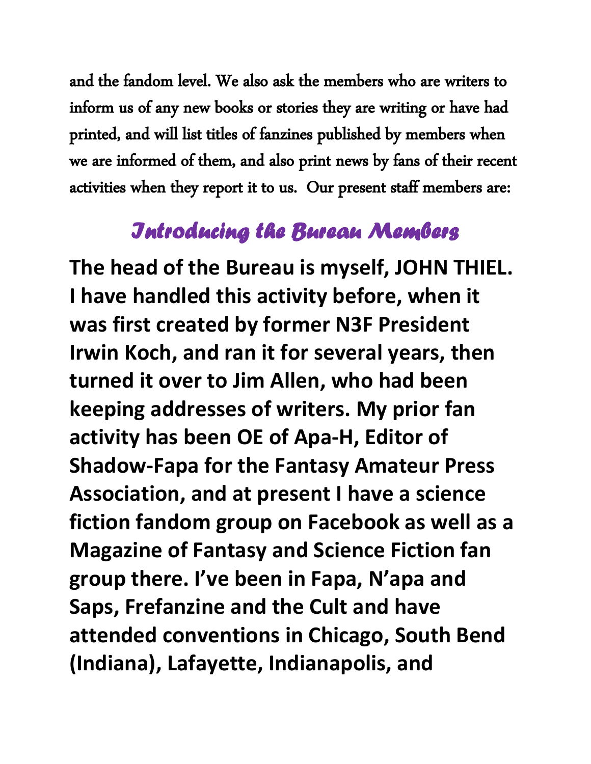and the fandom level. We also ask the members who are writers to inform us of any new books or stories they are writing or have had printed, and will list titles of fanzines published by members when we are informed of them, and also print news by fans of their recent activities when they report it to us. Our present staff members are:

## *Introducing the Bureau Members*

**The head of the Bureau is myself, JOHN THIEL. I have handled this activity before, when it was first created by former N3F President Irwin Koch, and ran it for several years, then turned it over to Jim Allen, who had been keeping addresses of writers. My prior fan activity has been OE of Apa-H, Editor of Shadow-Fapa for the Fantasy Amateur Press Association, and at present I have a science fiction fandom group on Facebook as well as a Magazine of Fantasy and Science Fiction fan group there. I've been in Fapa, N'apa and Saps, Frefanzine and the Cult and have attended conventions in Chicago, South Bend (Indiana), Lafayette, Indianapolis, and**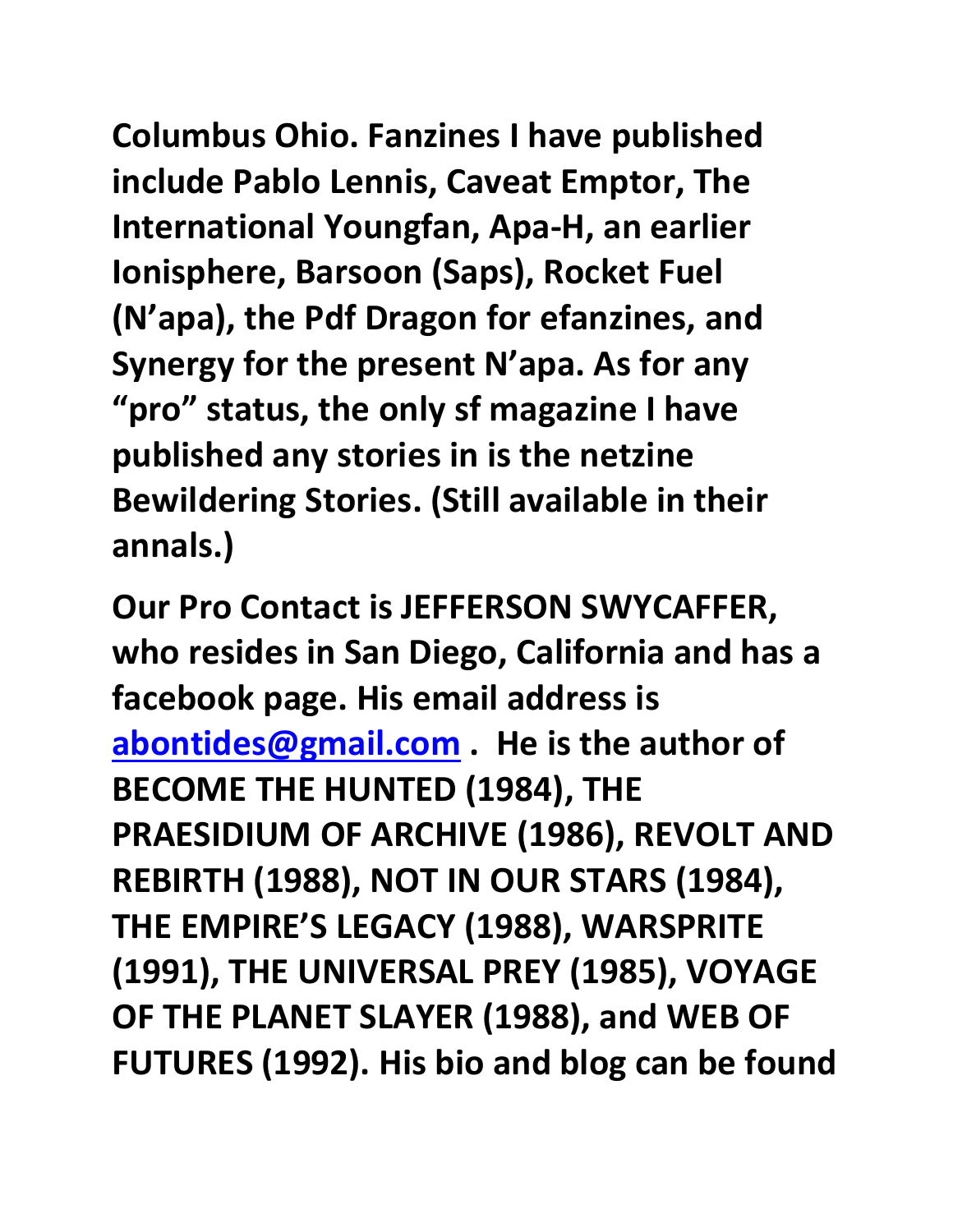**Columbus Ohio. Fanzines I have published include Pablo Lennis, Caveat Emptor, The International Youngfan, Apa-H, an earlier Ionisphere, Barsoon (Saps), Rocket Fuel (N'apa), the Pdf Dragon for efanzines, and Synergy for the present N'apa. As for any "pro" status, the only sf magazine I have published any stories in is the netzine Bewildering Stories. (Still available in their annals.)**

**Our Pro Contact is JEFFERSON SWYCAFFER, who resides in San Diego, California and has a facebook page. His email address is [abontides@gmail.com](mailto:abontides@gmail.com) . He is the author of BECOME THE HUNTED (1984), THE PRAESIDIUM OF ARCHIVE (1986), REVOLT AND REBIRTH (1988), NOT IN OUR STARS (1984), THE EMPIRE'S LEGACY (1988), WARSPRITE (1991), THE UNIVERSAL PREY (1985), VOYAGE OF THE PLANET SLAYER (1988), and WEB OF FUTURES (1992). His bio and blog can be found**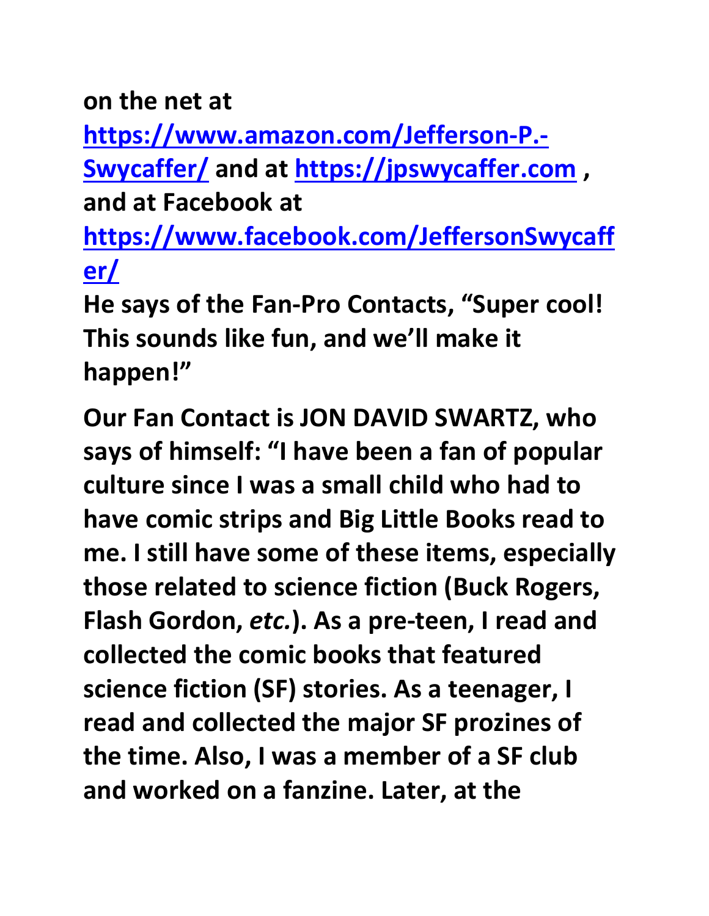**on the net at [https://www.amazon.com/Jefferson-P.-Swycaffer/](https://www.amazon.com/Jefferson-P.-Swycaffer/) and at [https://jpswycaffer.com](https://jpswycaffer.com) , and at Facebook at [https://www.facebook.com/JeffersonSwycaffer/](https://www.facebook.com/JeffersonSwycaffer/)**

**He says of the Fan-Pro Contacts, "Super cool! This sounds like fun, and we'll make it happen!"**

**Our Fan Contact is JON DAVID SWARTZ, who says of himself: "I have been a fan of popular culture since I was a small child who had to have comic strips and Big Little Books read to me. I still have some of these items, especially those related to science fiction (Buck Rogers, Flash Gordon, *etc.*). As a pre-teen, I read and collected the comic books that featured science fiction (SF) stories. As a teenager, I read and collected the major SF prozines of the time. Also, I was a member of a SF club and worked on a fanzine. Later, at the**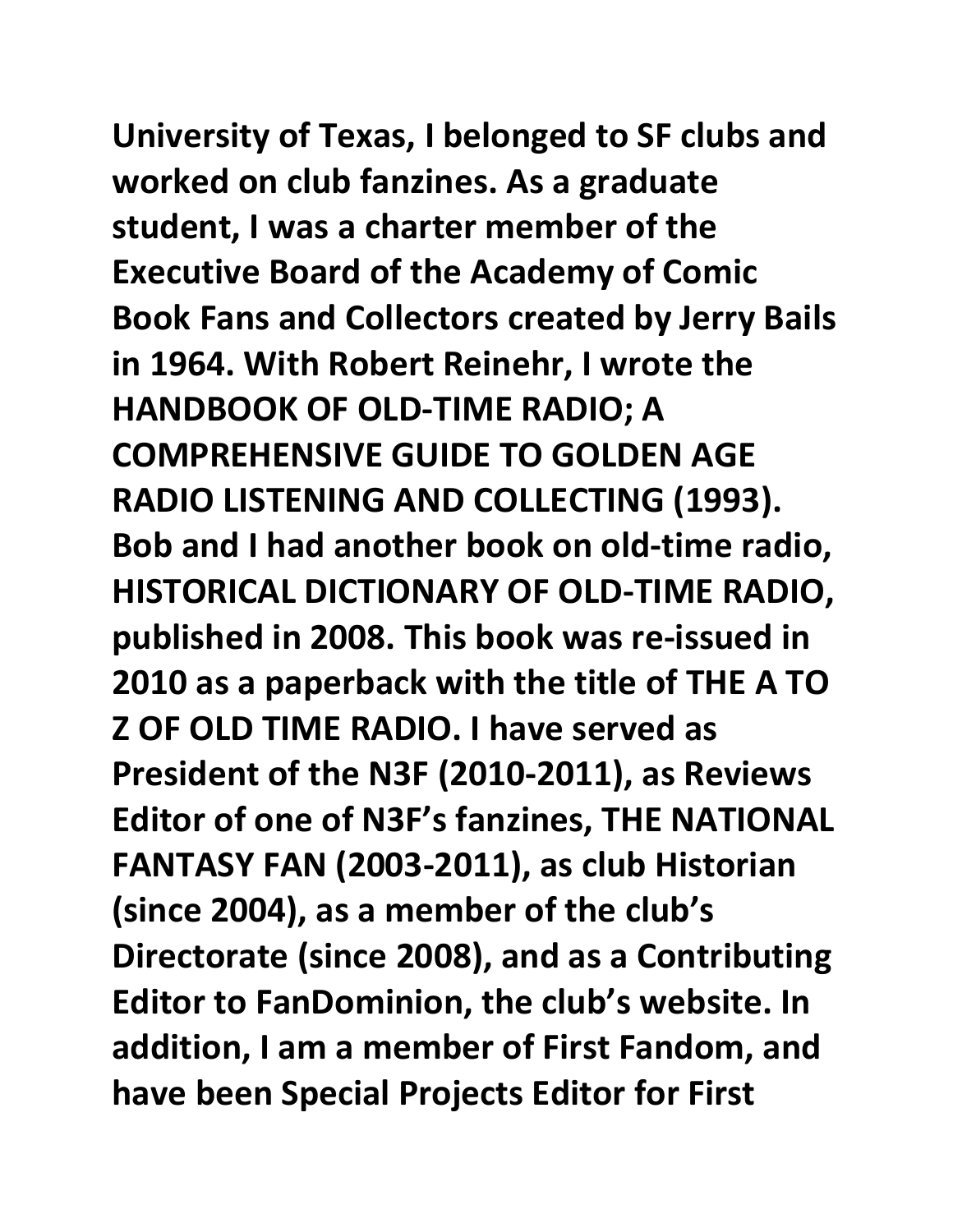**University of Texas, I belonged to SF clubs and worked on club fanzines. As a graduate student, I was a charter member of the Executive Board of the Academy of Comic Book Fans and Collectors created by Jerry Bails in 1964. With Robert Reinehr, I wrote the HANDBOOK OF OLD-TIME RADIO; A COMPREHENSIVE GUIDE TO GOLDEN AGE RADIO LISTENING AND COLLECTING (1993). Bob and I had another book on old-time radio, HISTORICAL DICTIONARY OF OLD-TIME RADIO, published in 2008. This book was re-issued in 2010 as a paperback with the title of THE A TO Z OF OLD TIME RADIO. I have served as President of the N3F (2010-2011), as Reviews Editor of one of N3F's fanzines, THE NATIONAL FANTASY FAN (2003-2011), as club Historian (since 2004), as a member of the club's Directorate (since 2008), and as a Contributing Editor to FanDominion, the club's website. In addition, I am a member of First Fandom, and have been Special Projects Editor for First**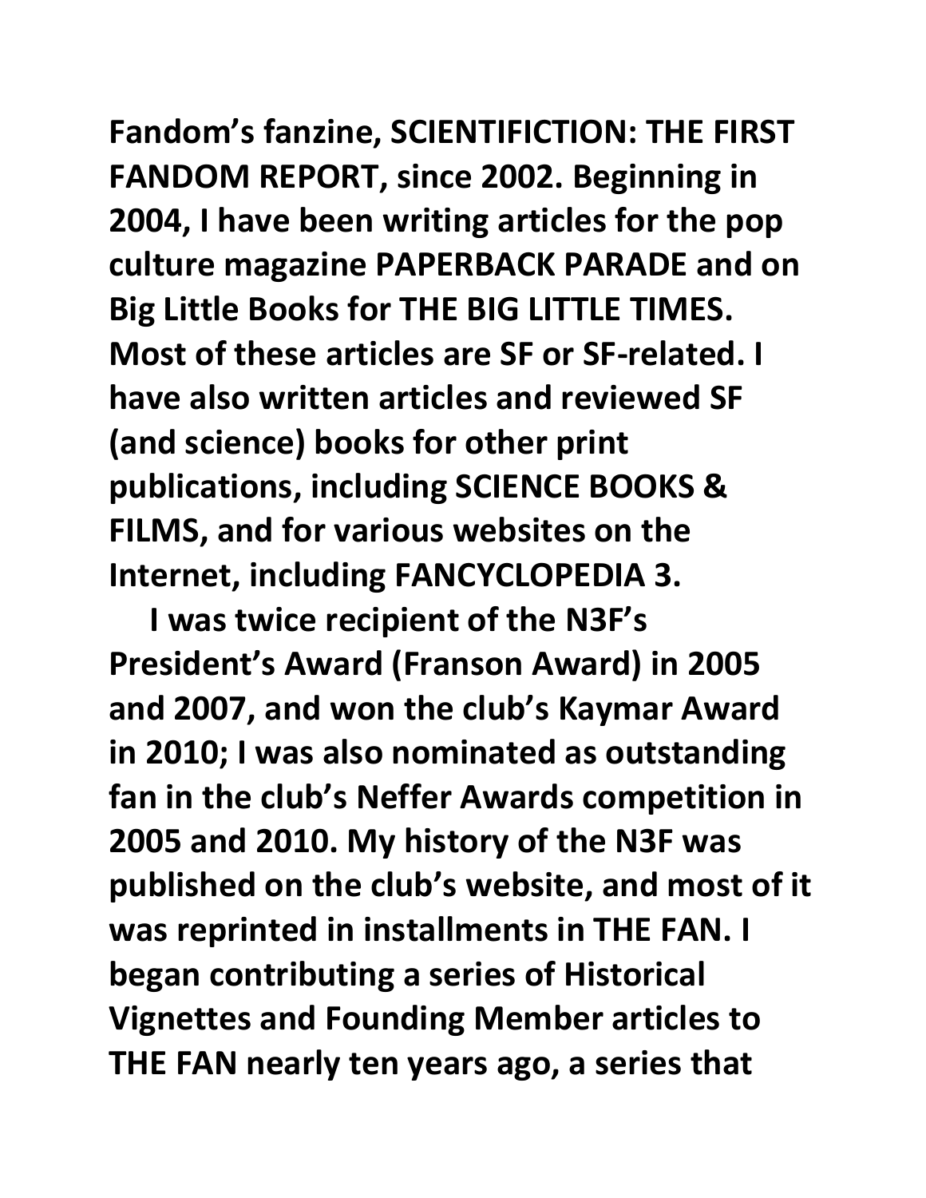**Fandom's fanzine, SCIENTIFICTION: THE FIRST FANDOM REPORT, since 2002. Beginning in 2004, I have been writing articles for the pop culture magazine PAPERBACK PARADE and on Big Little Books for THE BIG LITTLE TIMES. Most of these articles are SF or SF-related. I have also written articles and reviewed SF (and science) books for other print publications, including SCIENCE BOOKS & FILMS, and for various websites on the Internet, including FANCYCLOPEDIA 3.**

**I was twice recipient of the N3F's President's Award (Franson Award) in 2005 and 2007, and won the club's Kaymar Award in 2010; I was also nominated as outstanding fan in the club's Neffer Awards competition in 2005 and 2010. My history of the N3F was published on the club's website, and most of it was reprinted in installments in THE FAN. I began contributing a series of Historical Vignettes and Founding Member articles to THE FAN nearly ten years ago, a series that**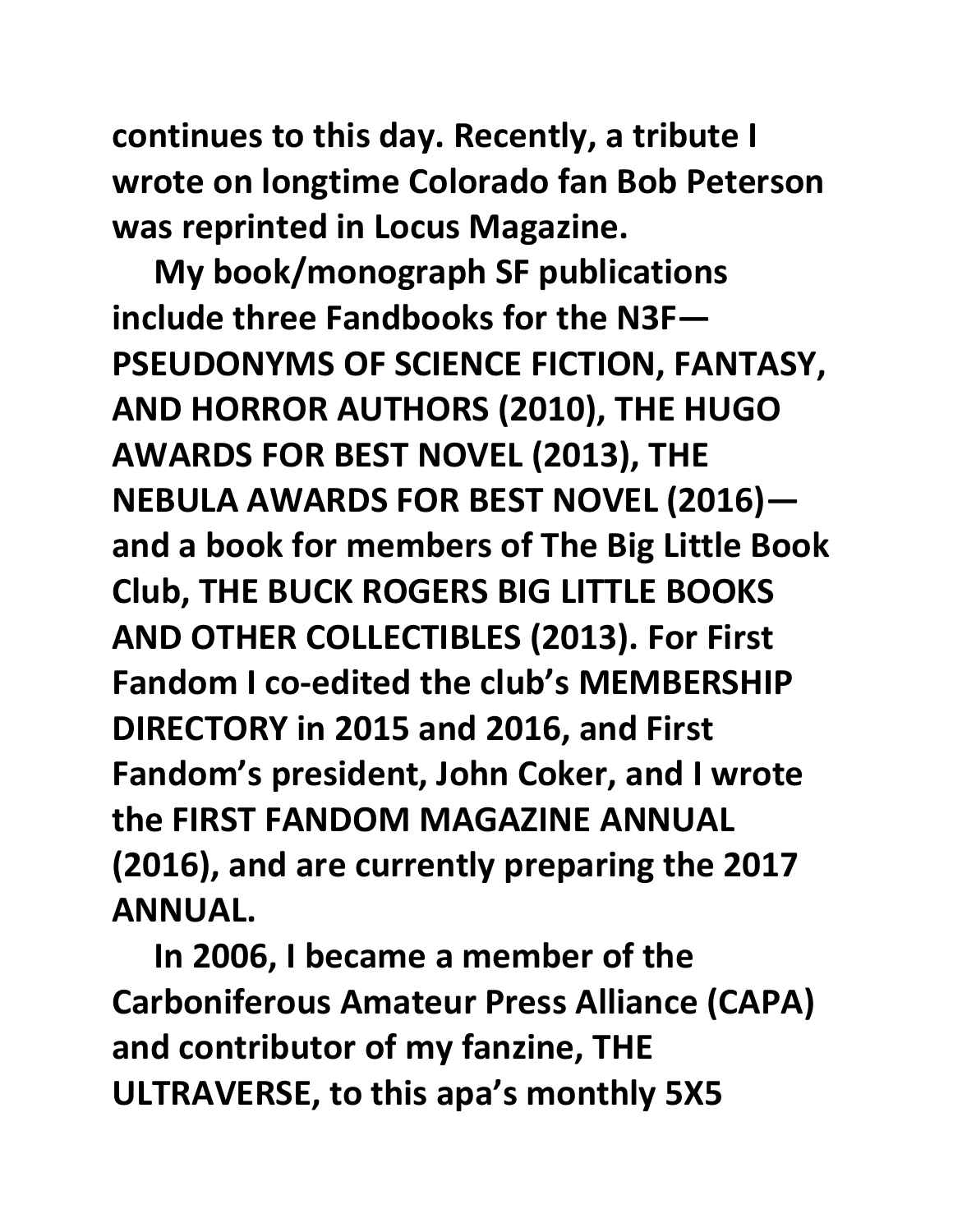**continues to this day. Recently, a tribute I wrote on longtime Colorado fan Bob Peterson was reprinted in Locus Magazine.**

**My book/monograph SF publications include three Fandbooks for the N3F—PSEUDONYMS OF SCIENCE FICTION, FANTASY, AND HORROR AUTHORS (2010), THE HUGO AWARDS FOR BEST NOVEL (2013), THE NEBULA AWARDS FOR BEST NOVEL (2016)—and a book for members of The Big Little Book Club, THE BUCK ROGERS BIG LITTLE BOOKS AND OTHER COLLECTIBLES (2013). For First Fandom I co-edited the club's MEMBERSHIP DIRECTORY in 2015 and 2016, and First Fandom's president, John Coker, and I wrote the FIRST FANDOM MAGAZINE ANNUAL (2016), and are currently preparing the 2017 ANNUAL.**

**In 2006, I became a member of the Carboniferous Amateur Press Alliance (CAPA) and contributor of my fanzine, THE ULTRAVERSE, to this apa's monthly 5X5**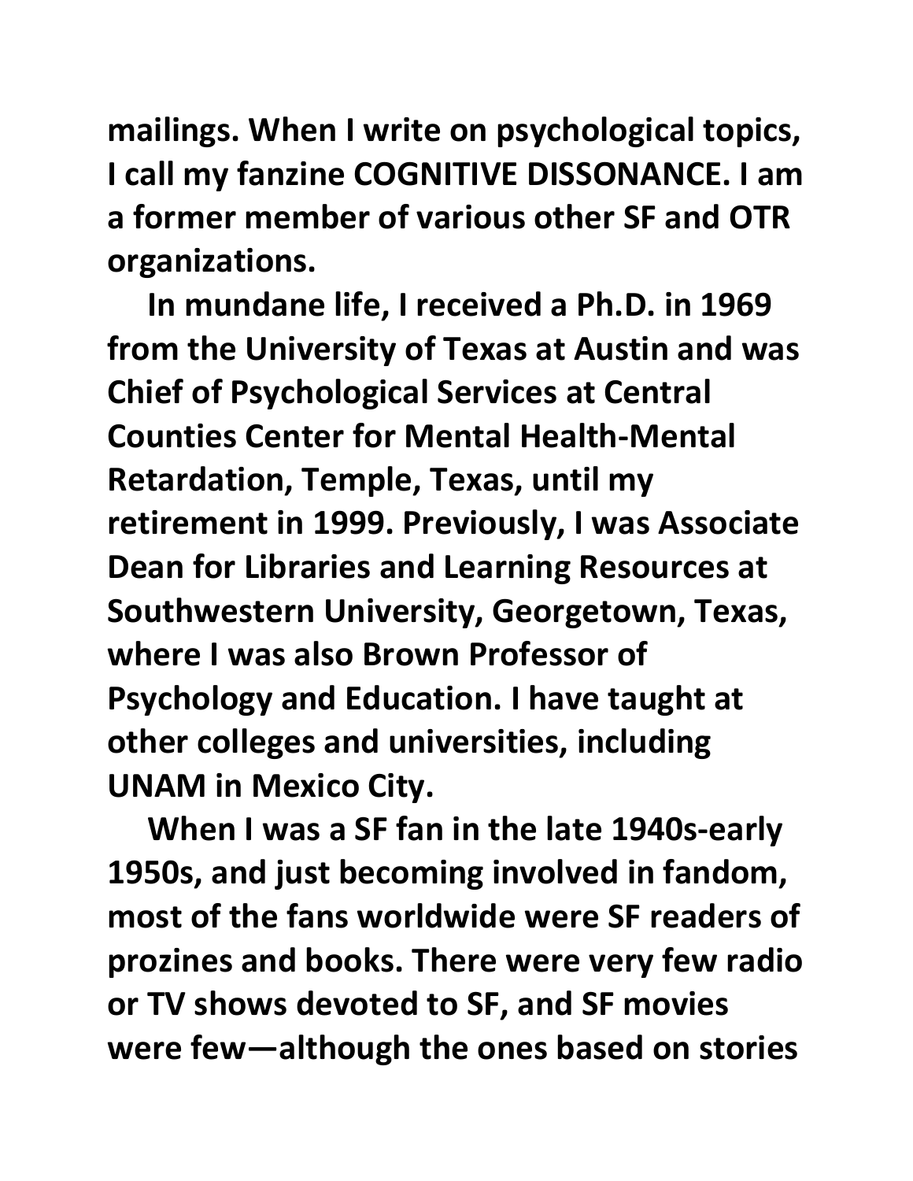mailings. When I write on psychological topics, I call my fanzine COGNITIVE DISSONANCE. I am a former member of various other SF and OTR organizations.

In mundane life, I received a Ph.D. in 1969 from the University of Texas at Austin and was Chief of Psychological Services at Central Counties Center for Mental Health-Mental Retardation, Temple, Texas, until my retirement in 1999. Previously, I was Associate Dean for Libraries and Learning Resources at Southwestern University, Georgetown, Texas, where I was also Brown Professor of Psychology and Education. I have taught at other colleges and universities, including UNAM in Mexico City.

When I was a SF fan in the late 1940s-early 1950s, and just becoming involved in fandom, most of the fans worldwide were SF readers of prozines and books. There were very few radio or TV shows devoted to SF, and SF movies were few—although the ones based on stories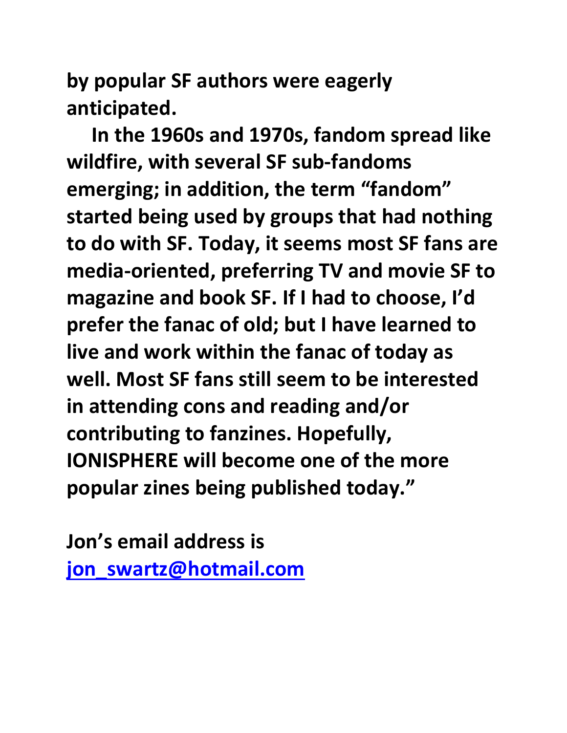**by popular SF authors were eagerly anticipated.**

**In the 1960s and 1970s, fandom spread like wildfire, with several SF sub-fandoms emerging; in addition, the term "fandom" started being used by groups that had nothing to do with SF. Today, it seems most SF fans are media-oriented, preferring TV and movie SF to magazine and book SF. If I had to choose, I'd prefer the fanac of old; but I have learned to live and work within the fanac of today as well. Most SF fans still seem to be interested in attending cons and reading and/or contributing to fanzines. Hopefully, IONISPHERE will become one of the more popular zines being published today."**

**Jon's email address is [jon_swartz@hotmail.com](mailto:jon_swartz@hotmail.com)**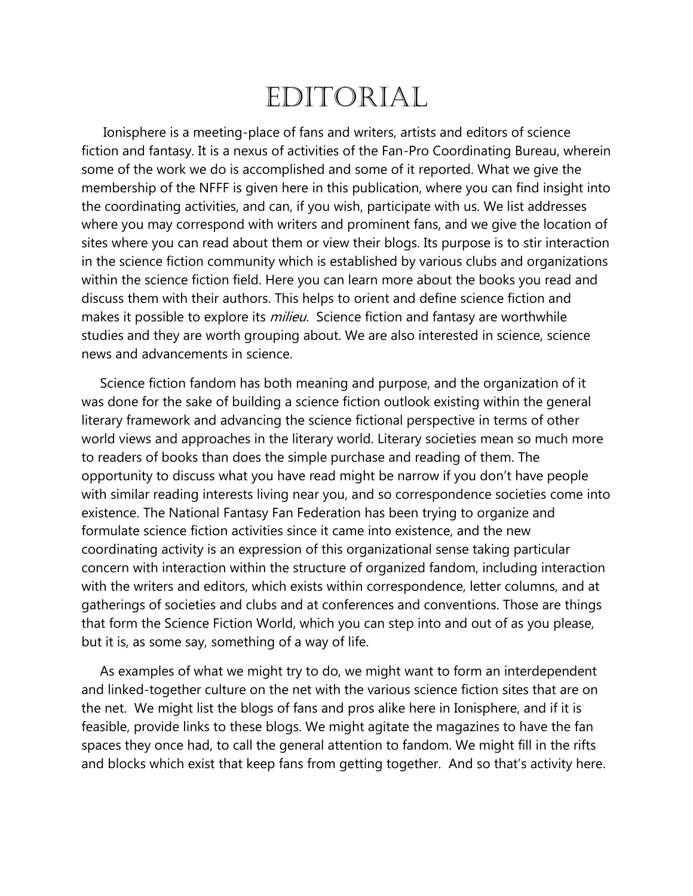# EDITORIAL

Ionisphere is a meeting-place of fans and writers, artists and editors of science fiction and fantasy. It is a nexus of activities of the Fan-Pro Coordinating Bureau, wherein some of the work we do is accomplished and some of it reported. What we give the membership of the NFFF is given here in this publication, where you can find insight into the coordinating activities, and can, if you wish, participate with us. We list addresses where you may correspond with writers and prominent fans, and we give the location of sites where you can read about them or view their blogs. Its purpose is to stir interaction in the science fiction community which is established by various clubs and organizations within the science fiction field. Here you can learn more about the books you read and discuss them with their authors. This helps to orient and define science fiction and makes it possible to explore its *milieu.* Science fiction and fantasy are worthwhile studies and they are worth grouping about. We are also interested in science, science news and advancements in science.

Science fiction fandom has both meaning and purpose, and the organization of it was done for the sake of building a science fiction outlook existing within the general literary framework and advancing the science fictional perspective in terms of other world views and approaches in the literary world. Literary societies mean so much more to readers of books than does the simple purchase and reading of them. The opportunity to discuss what you have read might be narrow if you don't have people with similar reading interests living near you, and so correspondence societies come into existence. The National Fantasy Fan Federation has been trying to organize and formulate science fiction activities since it came into existence, and the new coordinating activity is an expression of this organizational sense taking particular concern with interaction within the structure of organized fandom, including interaction with the writers and editors, which exists within correspondence, letter columns, and at gatherings of societies and clubs and at conferences and conventions. Those are things that form the Science Fiction World, which you can step into and out of as you please, but it is, as some say, something of a way of life.

As examples of what we might try to do, we might want to form an interdependent and linked-together culture on the net with the various science fiction sites that are on the net. We might list the blogs of fans and pros alike here in Ionisphere, and if it is feasible, provide links to these blogs. We might agitate the magazines to have the fan spaces they once had, to call the general attention to fandom. We might fill in the rifts and blocks which exist that keep fans from getting together. And so that's activity here.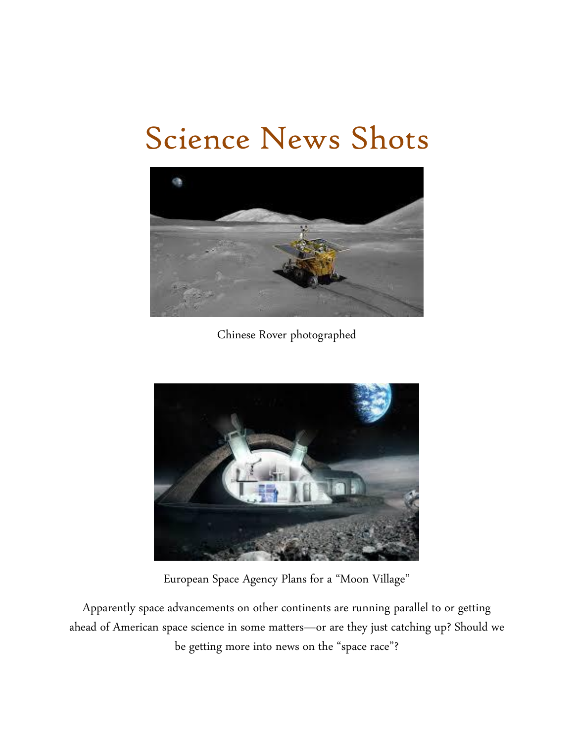# Science News Shots

Chinese Rover photographed

European Space Agency Plans for a "Moon Village"

Apparently space advancements on other continents are running parallel to or getting ahead of American space science in some matters—or are they just catching up? Should we be getting more into news on the "space race"?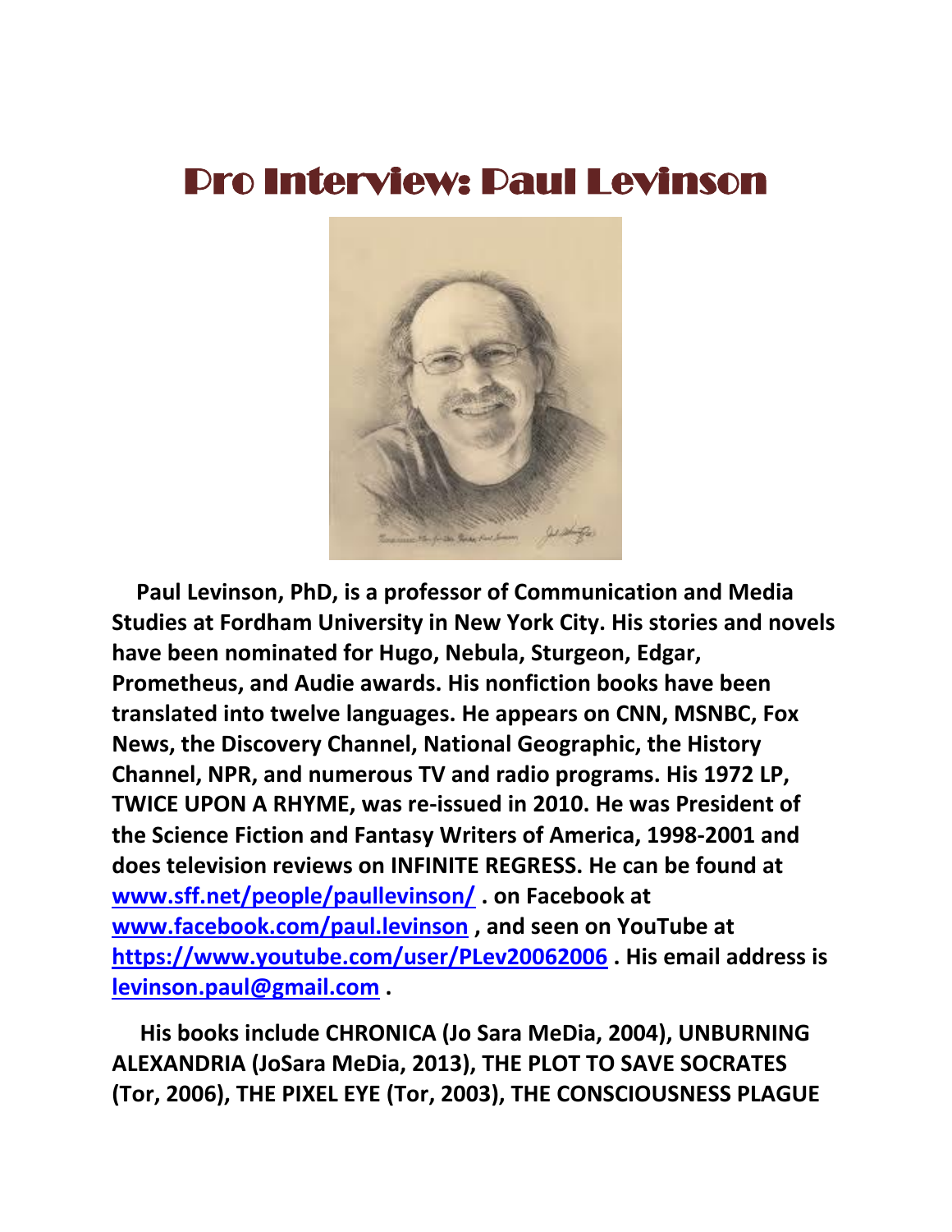# Pro Interview: Paul Levinson

**Paul Levinson, PhD, is a professor of Communication and Media Studies at Fordham University in New York City. His stories and novels have been nominated for Hugo, Nebula, Sturgeon, Edgar, Prometheus, and Audie awards. His nonfiction books have been translated into twelve languages. He appears on CNN, MSNBC, Fox News, the Discovery Channel, National Geographic, the History Channel, NPR, and numerous TV and radio programs. His 1972 LP, TWICE UPON A RHYME, was re-issued in 2010. He was President of the Science Fiction and Fantasy Writers of America, 1998-2001 and does television reviews on INFINITE REGRESS. He can be found at [www.sff.net/people/paullevinson/](www.sff.net/people/paullevinson/) . on Facebook at [www.facebook.com/paul.levinson](www.facebook.com/paul.levinson) , and seen on YouTube at [https://www.youtube.com/user/PLev20062006](https://www.youtube.com/user/PLev20062006) . His email address is [levinson.paul@gmail.com](mailto:levinson.paul@gmail.com) .**

**His books include CHRONICA (Jo Sara MeDia, 2004), UNBURNING ALEXANDRIA (JoSara MeDia, 2013), THE PLOT TO SAVE SOCRATES (Tor, 2006), THE PIXEL EYE (Tor, 2003), THE CONSCIOUSNESS PLAGUE**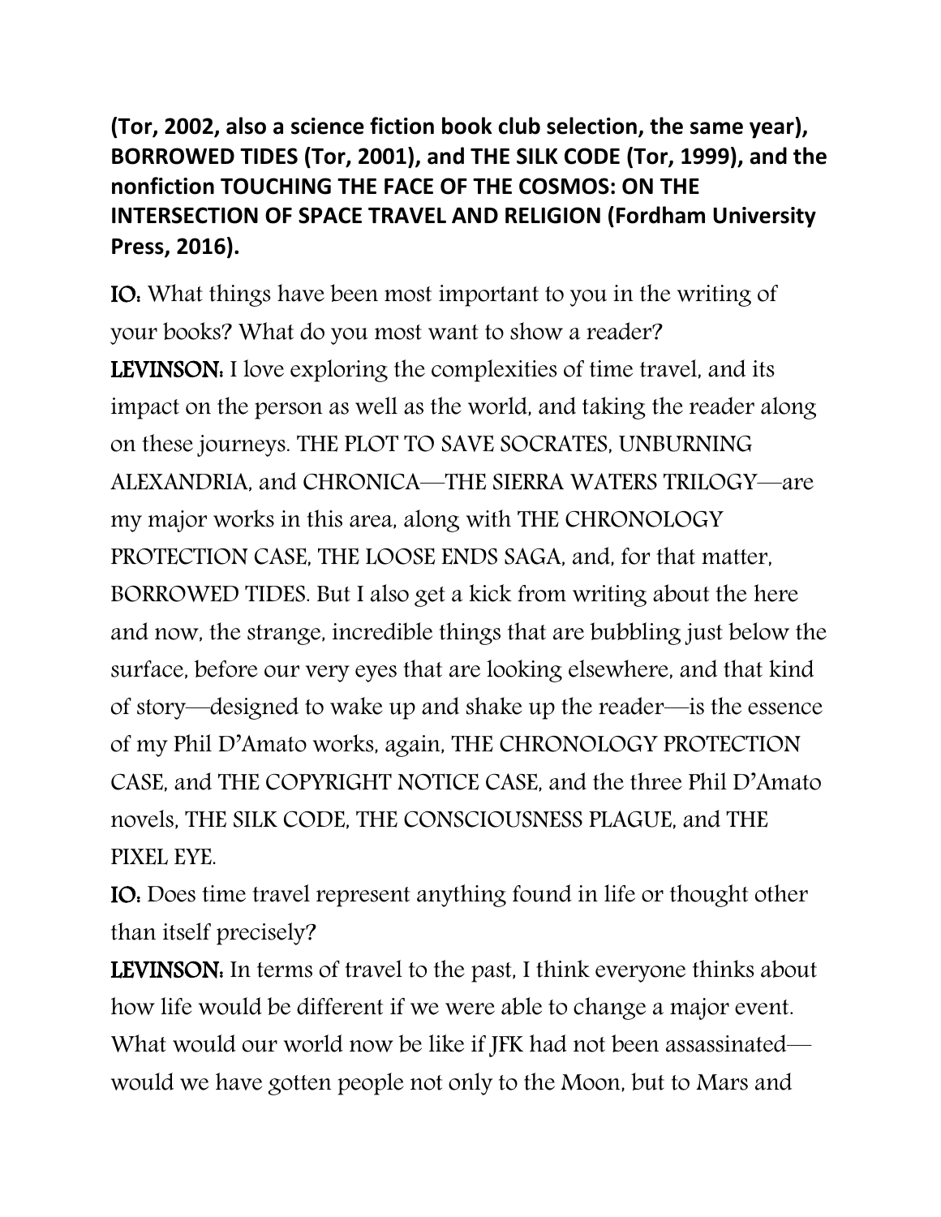**(Tor, 2002, also a science fiction book club selection, the same year), BORROWED TIDES (Tor, 2001), and THE SILK CODE (Tor, 1999), and the nonfiction TOUCHING THE FACE OF THE COSMOS: ON THE INTERSECTION OF SPACE TRAVEL AND RELIGION (Fordham University Press, 2016).**

**IO:** What things have been most important to you in the writing of your books? What do you most want to show a reader?

**LEVINSON:** I love exploring the complexities of time travel, and its impact on the person as well as the world, and taking the reader along on these journeys. THE PLOT TO SAVE SOCRATES, UNBURNING ALEXANDRIA, and CHRONICA—THE SIERRA WATERS TRILOGY—are my major works in this area, along with THE CHRONOLOGY PROTECTION CASE, THE LOOSE ENDS SAGA, and, for that matter, BORROWED TIDES. But I also get a kick from writing about the here and now, the strange, incredible things that are bubbling just below the surface, before our very eyes that are looking elsewhere, and that kind of story—designed to wake up and shake up the reader—is the essence of my Phil D'Amato works, again, THE CHRONOLOGY PROTECTION CASE, and THE COPYRIGHT NOTICE CASE, and the three Phil D'Amato novels, THE SILK CODE, THE CONSCIOUSNESS PLAGUE, and THE PIXEL EYE.

**IO:** Does time travel represent anything found in life or thought other than itself precisely?

**LEVINSON:** In terms of travel to the past, I think everyone thinks about how life would be different if we were able to change a major event. What would our world now be like if JFK had not been assassinated—would we have gotten people not only to the Moon, but to Mars and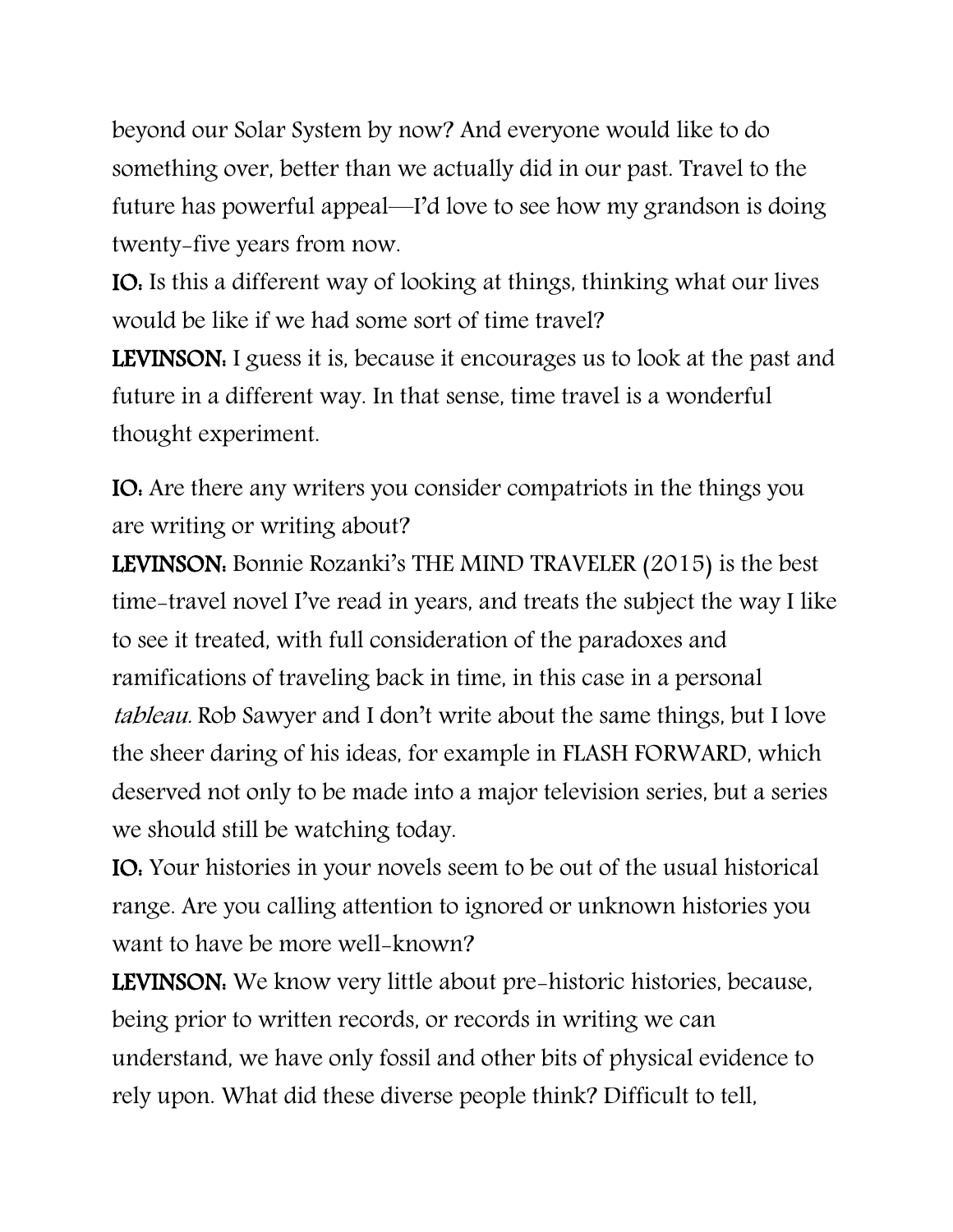beyond our Solar System by now? And everyone would like to do something over, better than we actually did in our past. Travel to the future has powerful appeal—I'd love to see how my grandson is doing twenty-five years from now.

**IO:** Is this a different way of looking at things, thinking what our lives would be like if we had some sort of time travel?

**LEVINSON:** I guess it is, because it encourages us to look at the past and future in a different way. In that sense, time travel is a wonderful thought experiment.

**IO:** Are there any writers you consider compatriots in the things you are writing or writing about?

**LEVINSON:** Bonnie Rozanki's THE MIND TRAVELER (2015) is the best time-travel novel I've read in years, and treats the subject the way I like to see it treated, with full consideration of the paradoxes and ramifications of traveling back in time, in this case in a personal *tableau*. Rob Sawyer and I don't write about the same things, but I love the sheer daring of his ideas, for example in FLASH FORWARD, which deserved not only to be made into a major television series, but a series we should still be watching today.

**IO:** Your histories in your novels seem to be out of the usual historical range. Are you calling attention to ignored or unknown histories you want to have be more well-known?

**LEVINSON:** We know very little about pre-historic histories, because, being prior to written records, or records in writing we can understand, we have only fossil and other bits of physical evidence to rely upon. What did these diverse people think? Difficult to tell,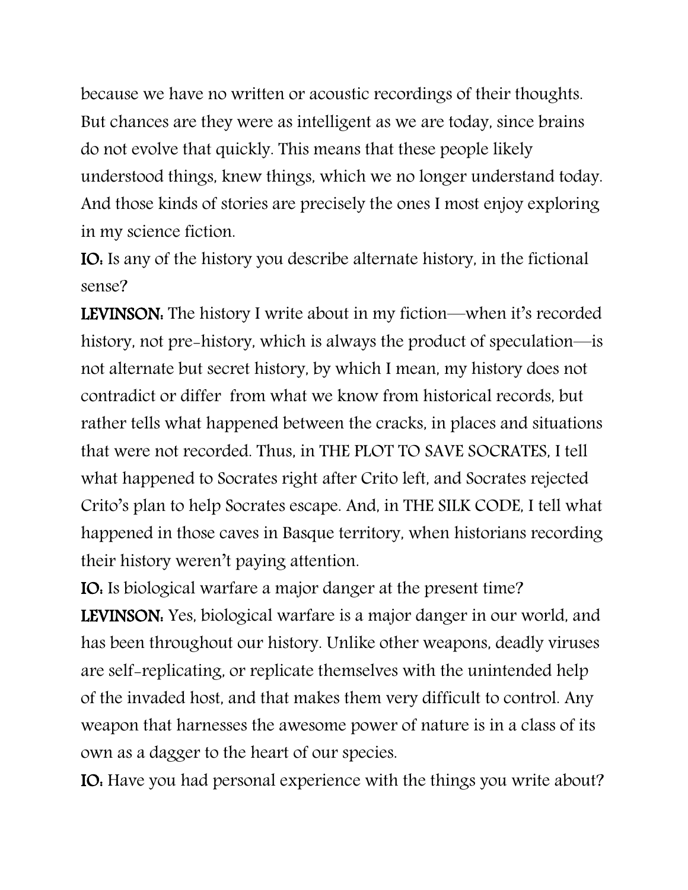because we have no written or acoustic recordings of their thoughts. But chances are they were as intelligent as we are today, since brains do not evolve that quickly. This means that these people likely understood things, knew things, which we no longer understand today. And those kinds of stories are precisely the ones I most enjoy exploring in my science fiction.

**IO:** Is any of the history you describe alternate history, in the fictional sense?

**LEVINSON:** The history I write about in my fiction—when it's recorded history, not pre-history, which is always the product of speculation—is not alternate but secret history, by which I mean, my history does not contradict or differ from what we know from historical records, but rather tells what happened between the cracks, in places and situations that were not recorded. Thus, in THE PLOT TO SAVE SOCRATES, I tell what happened to Socrates right after Crito left, and Socrates rejected Crito's plan to help Socrates escape. And, in THE SILK CODE, I tell what happened in those caves in Basque territory, when historians recording their history weren't paying attention.

**IO:** Is biological warfare a major danger at the present time?

**LEVINSON:** Yes, biological warfare is a major danger in our world, and has been throughout our history. Unlike other weapons, deadly viruses are self-replicating, or replicate themselves with the unintended help of the invaded host, and that makes them very difficult to control. Any weapon that harnesses the awesome power of nature is in a class of its own as a dagger to the heart of our species.

**IO:** Have you had personal experience with the things you write about?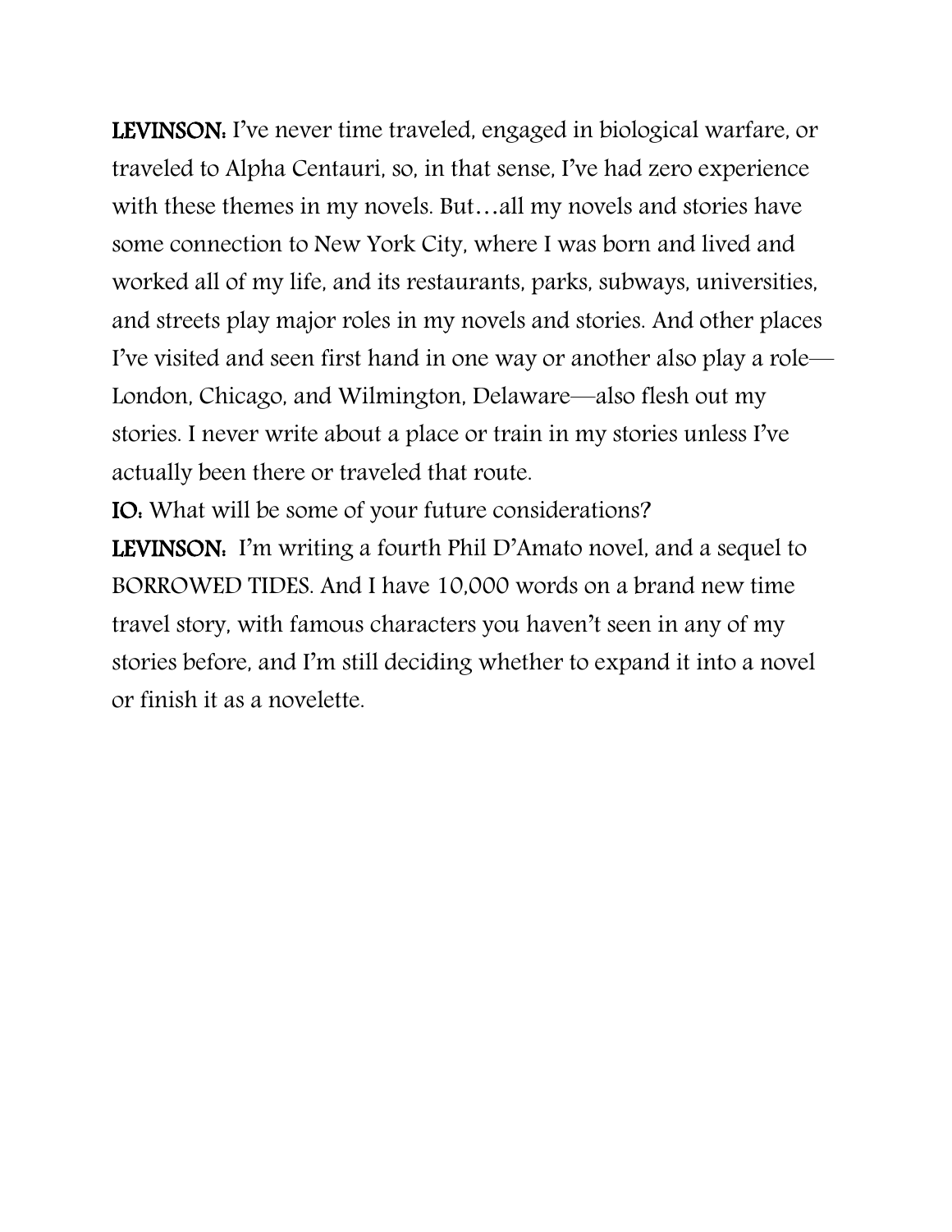**LEVINSON:** I've never time traveled, engaged in biological warfare, or traveled to Alpha Centauri, so, in that sense, I've had zero experience with these themes in my novels. But…all my novels and stories have some connection to New York City, where I was born and lived and worked all of my life, and its restaurants, parks, subways, universities, and streets play major roles in my novels and stories. And other places I've visited and seen first hand in one way or another also play a role—London, Chicago, and Wilmington, Delaware—also flesh out my stories. I never write about a place or train in my stories unless I've actually been there or traveled that route.

**IO:** What will be some of your future considerations?

**LEVINSON:** I'm writing a fourth Phil D'Amato novel, and a sequel to BORROWED TIDES. And I have 10,000 words on a brand new time travel story, with famous characters you haven't seen in any of my stories before, and I'm still deciding whether to expand it into a novel or finish it as a novelette.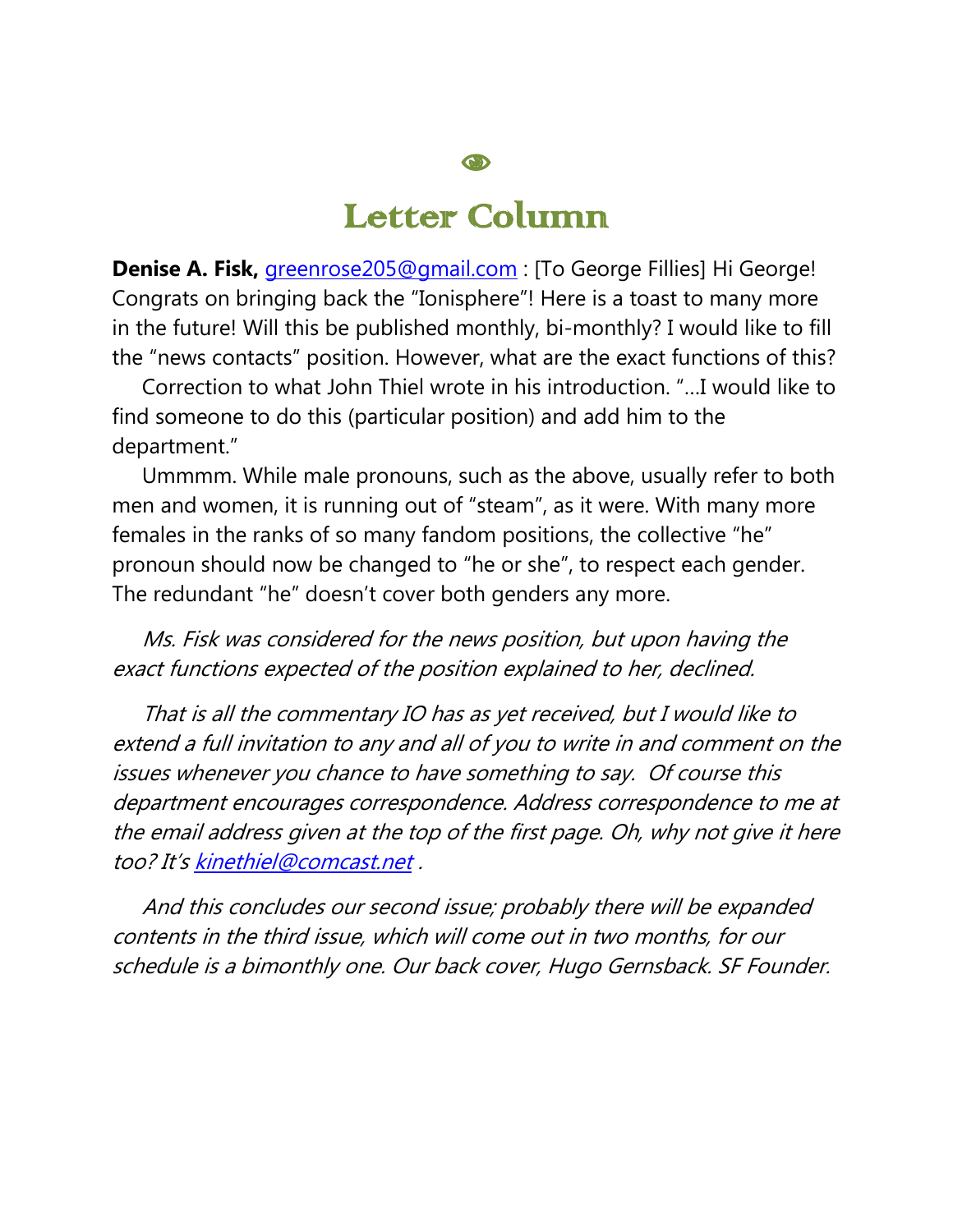# Letter Column

**Denise A. Fisk,** greenrose205@gmail.com : [To George Fillies] Hi George! Congrats on bringing back the "Ionisphere"! Here is a toast to many more in the future! Will this be published monthly, bi-monthly? I would like to fill the "news contacts" position. However, what are the exact functions of this?

Correction to what John Thiel wrote in his introduction. "...I would like to find someone to do this (particular position) and add him to the department."

Ummmm. While male pronouns, such as the above, usually refer to both men and women, it is running out of "steam", as it were. With many more females in the ranks of so many fandom positions, the collective "he" pronoun should now be changed to "he or she", to respect each gender. The redundant "he" doesn't cover both genders any more.

*Ms. Fisk was considered for the news position, but upon having the exact functions expected of the position explained to her, declined.*

*That is all the commentary IO has as yet received, but I would like to extend a full invitation to any and all of you to write in and comment on the issues whenever you chance to have something to say. Of course this department encourages correspondence. Address correspondence to me at the email address given at the top of the first page. Oh, why not give it here too? It's kinethiel@comcast.net .*

*And this concludes our second issue; probably there will be expanded contents in the third issue, which will come out in two months, for our schedule is a bimonthly one. Our back cover, Hugo Gernsback. SF Founder.*